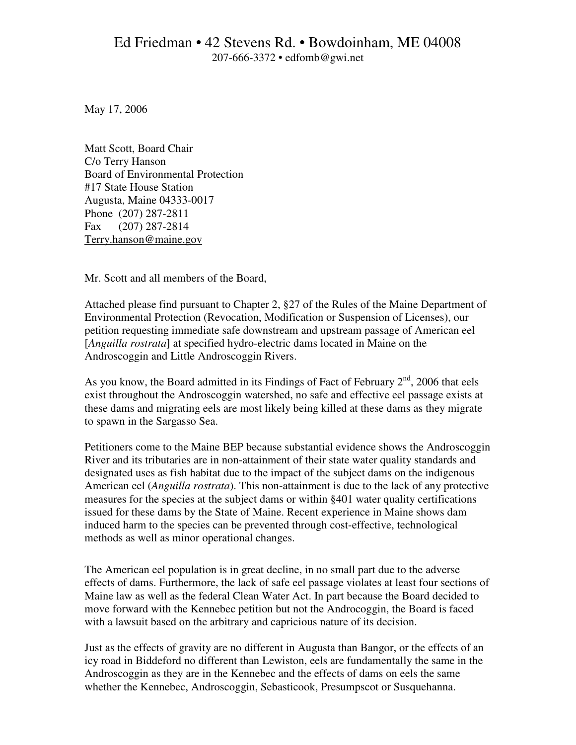Ed Friedman • 42 Stevens Rd. • Bowdoinham, ME 04008
207-666-3372 • edfomb@gwi.net

May 17, 2006

Matt Scott, Board Chair
C/o Terry Hanson
Board of Environmental Protection
#17 State House Station
Augusta, Maine 04333-0017
Phone (207) 287-2811
Fax (207) 287-2814
Terry.hanson@maine.gov

Mr. Scott and all members of the Board,

Attached please find pursuant to Chapter 2, §27 of the Rules of the Maine Department of Environmental Protection (Revocation, Modification or Suspension of Licenses), our petition requesting immediate safe downstream and upstream passage of American eel [*Anguilla rostrata*] at specified hydro-electric dams located in Maine on the Androscoggin and Little Androscoggin Rivers.

As you know, the Board admitted in its Findings of Fact of February 2nd, 2006 that eels exist throughout the Androscoggin watershed, no safe and effective eel passage exists at these dams and migrating eels are most likely being killed at these dams as they migrate to spawn in the Sargasso Sea.

Petitioners come to the Maine BEP because substantial evidence shows the Androscoggin River and its tributaries are in non-attainment of their state water quality standards and designated uses as fish habitat due to the impact of the subject dams on the indigenous American eel (*Anguilla rostrata*). This non-attainment is due to the lack of any protective measures for the species at the subject dams or within §401 water quality certifications issued for these dams by the State of Maine. Recent experience in Maine shows dam induced harm to the species can be prevented through cost-effective, technological methods as well as minor operational changes.

The American eel population is in great decline, in no small part due to the adverse effects of dams. Furthermore, the lack of safe eel passage violates at least four sections of Maine law as well as the federal Clean Water Act. In part because the Board decided to move forward with the Kennebec petition but not the Androcoggin, the Board is faced with a lawsuit based on the arbitrary and capricious nature of its decision.

Just as the effects of gravity are no different in Augusta than Bangor, or the effects of an icy road in Biddeford no different than Lewiston, eels are fundamentally the same in the Androscoggin as they are in the Kennebec and the effects of dams on eels the same whether the Kennebec, Androscoggin, Sebasticook, Presumpscot or Susquehanna.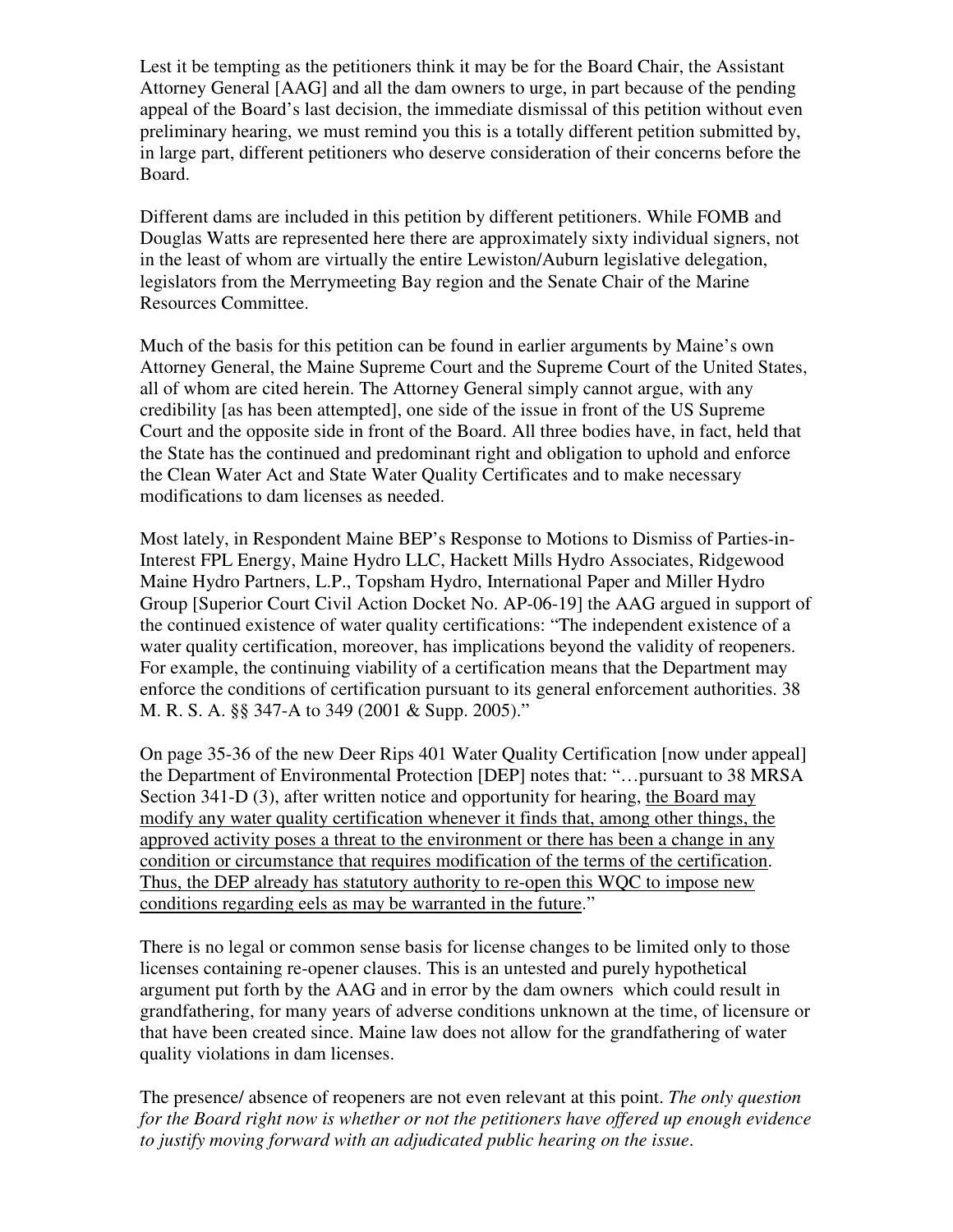Lest it be tempting as the petitioners think it may be for the Board Chair, the Assistant Attorney General [AAG] and all the dam owners to urge, in part because of the pending appeal of the Board's last decision, the immediate dismissal of this petition without even preliminary hearing, we must remind you this is a totally different petition submitted by, in large part, different petitioners who deserve consideration of their concerns before the Board.

Different dams are included in this petition by different petitioners. While FOMB and Douglas Watts are represented here there are approximately sixty individual signers, not in the least of whom are virtually the entire Lewiston/Auburn legislative delegation, legislators from the Merrymeeting Bay region and the Senate Chair of the Marine Resources Committee.

Much of the basis for this petition can be found in earlier arguments by Maine's own Attorney General, the Maine Supreme Court and the Supreme Court of the United States, all of whom are cited herein. The Attorney General simply cannot argue, with any credibility [as has been attempted], one side of the issue in front of the US Supreme Court and the opposite side in front of the Board. All three bodies have, in fact, held that the State has the continued and predominant right and obligation to uphold and enforce the Clean Water Act and State Water Quality Certificates and to make necessary modifications to dam licenses as needed.

Most lately, in Respondent Maine BEP's Response to Motions to Dismiss of Parties-in-Interest FPL Energy, Maine Hydro LLC, Hackett Mills Hydro Associates, Ridgewood Maine Hydro Partners, L.P., Topsham Hydro, International Paper and Miller Hydro Group [Superior Court Civil Action Docket No. AP-06-19] the AAG argued in support of the continued existence of water quality certifications: "The independent existence of a water quality certification, moreover, has implications beyond the validity of reopeners. For example, the continuing viability of a certification means that the Department may enforce the conditions of certification pursuant to its general enforcement authorities. 38 M. R. S. A. §§ 347-A to 349 (2001 & Supp. 2005)."

On page 35-36 of the new Deer Rips 401 Water Quality Certification [now under appeal] the Department of Environmental Protection [DEP] notes that: "…pursuant to 38 MRSA Section 341-D (3), after written notice and opportunity for hearing, <u>the Board may modify any water quality certification whenever it finds that, among other things, the approved activity poses a threat to the environment or there has been a change in any condition or circumstance that requires modification of the terms of the certification. Thus, the DEP already has statutory authority to re-open this WQC to impose new conditions regarding eels as may be warranted in the future</u>."

There is no legal or common sense basis for license changes to be limited only to those licenses containing re-opener clauses. This is an untested and purely hypothetical argument put forth by the AAG and in error by the dam owners which could result in grandfathering, for many years of adverse conditions unknown at the time, of licensure or that have been created since. Maine law does not allow for the grandfathering of water quality violations in dam licenses.

The presence/ absence of reopeners are not even relevant at this point. *The only question for the Board right now is whether or not the petitioners have offered up enough evidence to justify moving forward with an adjudicated public hearing on the issue*.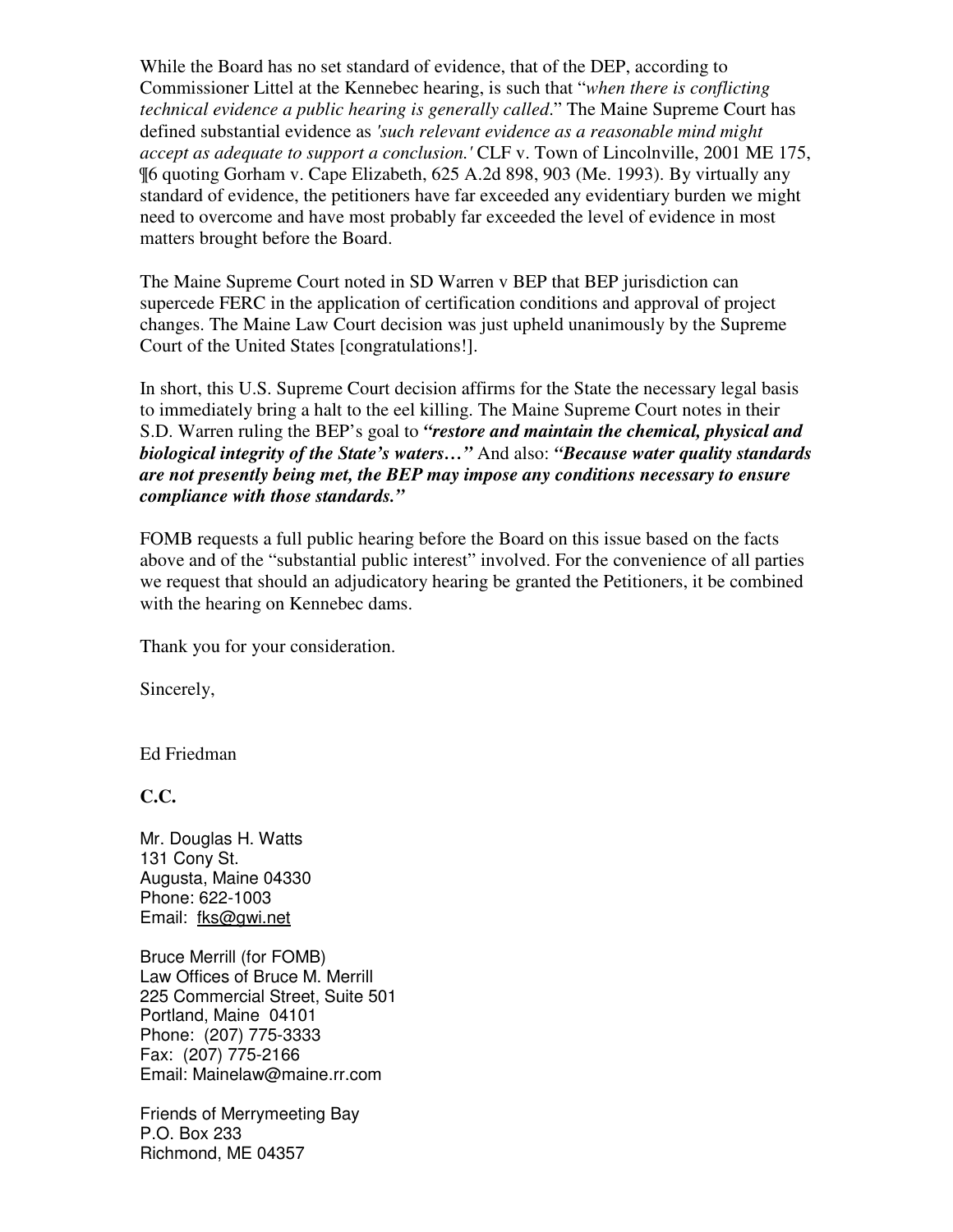While the Board has no set standard of evidence, that of the DEP, according to Commissioner Littel at the Kennebec hearing, is such that "*when there is conflicting technical evidence a public hearing is generally called*." The Maine Supreme Court has defined substantial evidence as *'such relevant evidence as a reasonable mind might accept as adequate to support a conclusion.'* CLF v. Town of Lincolnville, 2001 ME 175, ¶6 quoting Gorham v. Cape Elizabeth, 625 A.2d 898, 903 (Me. 1993). By virtually any standard of evidence, the petitioners have far exceeded any evidentiary burden we might need to overcome and have most probably far exceeded the level of evidence in most matters brought before the Board.

The Maine Supreme Court noted in SD Warren v BEP that BEP jurisdiction can supercede FERC in the application of certification conditions and approval of project changes. The Maine Law Court decision was just upheld unanimously by the Supreme Court of the United States [congratulations!].

In short, this U.S. Supreme Court decision affirms for the State the necessary legal basis to immediately bring a halt to the eel killing. The Maine Supreme Court notes in their S.D. Warren ruling the BEP's goal to ***"restore and maintain the chemical, physical and biological integrity of the State's waters…"*** And also: ***"Because water quality standards are not presently being met, the BEP may impose any conditions necessary to ensure compliance with those standards."***

FOMB requests a full public hearing before the Board on this issue based on the facts above and of the "substantial public interest" involved. For the convenience of all parties we request that should an adjudicatory hearing be granted the Petitioners, it be combined with the hearing on Kennebec dams.

Thank you for your consideration.

Sincerely,

Ed Friedman

**C.C.**

Mr. Douglas H. Watts
131 Cony St.
Augusta, Maine 04330
Phone: 622-1003
Email: fks@gwi.net

Bruce Merrill (for FOMB)
Law Offices of Bruce M. Merrill
225 Commercial Street, Suite 501
Portland, Maine 04101
Phone: (207) 775-3333
Fax: (207) 775-2166
Email: Mainelaw@maine.rr.com

Friends of Merrymeeting Bay
P.O. Box 233
Richmond, ME 04357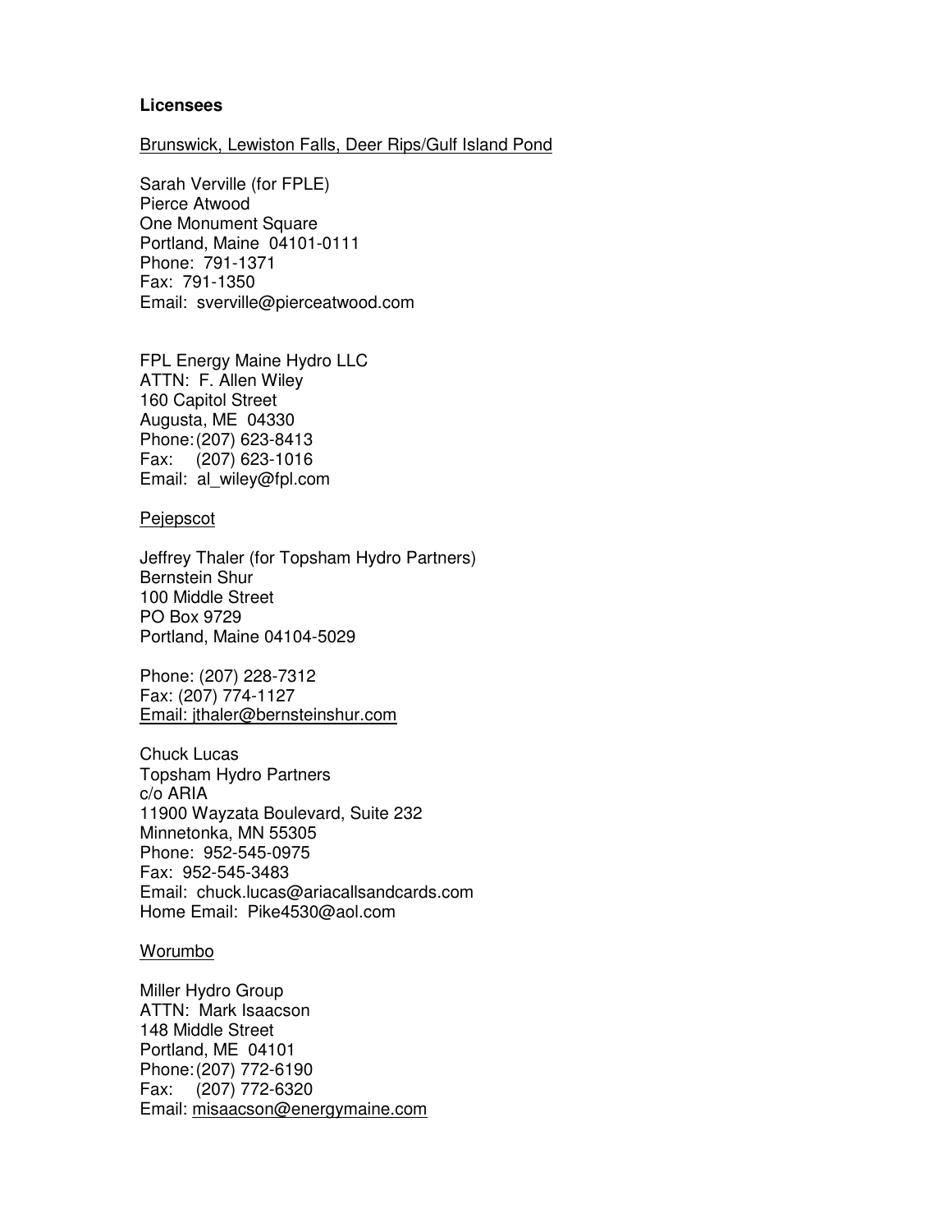**Licensees**

Brunswick, Lewiston Falls, Deer Rips/Gulf Island Pond

Sarah Verville (for FPLE)
Pierce Atwood
One Monument Square
Portland, Maine 04101-0111
Phone: 791-1371
Fax: 791-1350
Email: sverville@pierceatwood.com

FPL Energy Maine Hydro LLC
ATTN: F. Allen Wiley
160 Capitol Street
Augusta, ME 04330
Phone: (207) 623-8413
Fax: (207) 623-1016
Email: al_wiley@fpl.com

Pejepscot

Jeffrey Thaler (for Topsham Hydro Partners)
Bernstein Shur
100 Middle Street
PO Box 9729
Portland, Maine 04104-5029

Phone: (207) 228-7312
Fax: (207) 774-1127
Email: jthaler@bernsteinshur.com

Chuck Lucas
Topsham Hydro Partners
c/o ARIA
11900 Wayzata Boulevard, Suite 232
Minnetonka, MN 55305
Phone: 952-545-0975
Fax: 952-545-3483
Email: chuck.lucas@ariacallsandcards.com
Home Email: Pike4530@aol.com

Worumbo

Miller Hydro Group
ATTN: Mark Isaacson
148 Middle Street
Portland, ME 04101
Phone: (207) 772-6190
Fax: (207) 772-6320
Email: misaacson@energymaine.com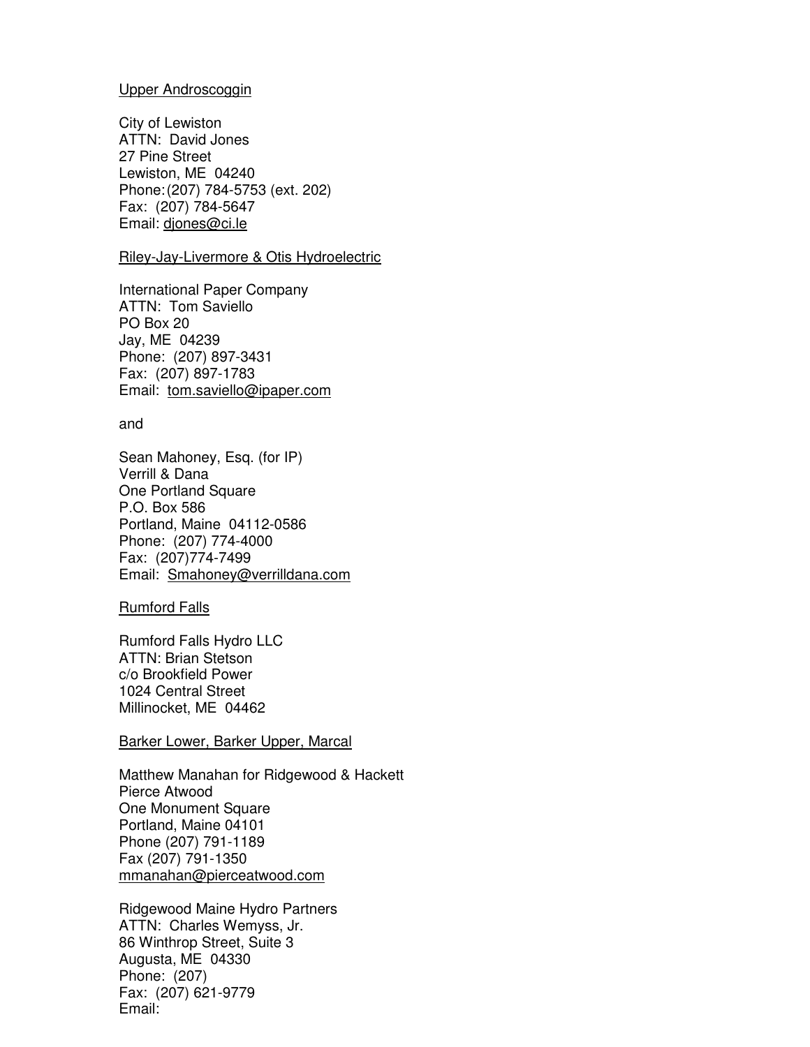Upper Androscoggin

City of Lewiston
ATTN: David Jones
27 Pine Street
Lewiston, ME 04240
Phone: (207) 784-5753 (ext. 202)
Fax: (207) 784-5647
Email: djones@ci.le

Riley-Jay-Livermore & Otis Hydroelectric

International Paper Company
ATTN: Tom Saviello
PO Box 20
Jay, ME 04239
Phone: (207) 897-3431
Fax: (207) 897-1783
Email: tom.saviello@ipaper.com

and

Sean Mahoney, Esq. (for IP)
Verrill & Dana
One Portland Square
P.O. Box 586
Portland, Maine 04112-0586
Phone: (207) 774-4000
Fax: (207)774-7499
Email: Smahoney@verrilldana.com

Rumford Falls

Rumford Falls Hydro LLC
ATTN: Brian Stetson
c/o Brookfield Power
1024 Central Street
Millinocket, ME 04462

Barker Lower, Barker Upper, Marcal

Matthew Manahan for Ridgewood & Hackett
Pierce Atwood
One Monument Square
Portland, Maine 04101
Phone (207) 791-1189
Fax (207) 791-1350
mmanahan@pierceatwood.com

Ridgewood Maine Hydro Partners
ATTN: Charles Wemyss, Jr.
86 Winthrop Street, Suite 3
Augusta, ME 04330
Phone: (207)
Fax: (207) 621-9779
Email: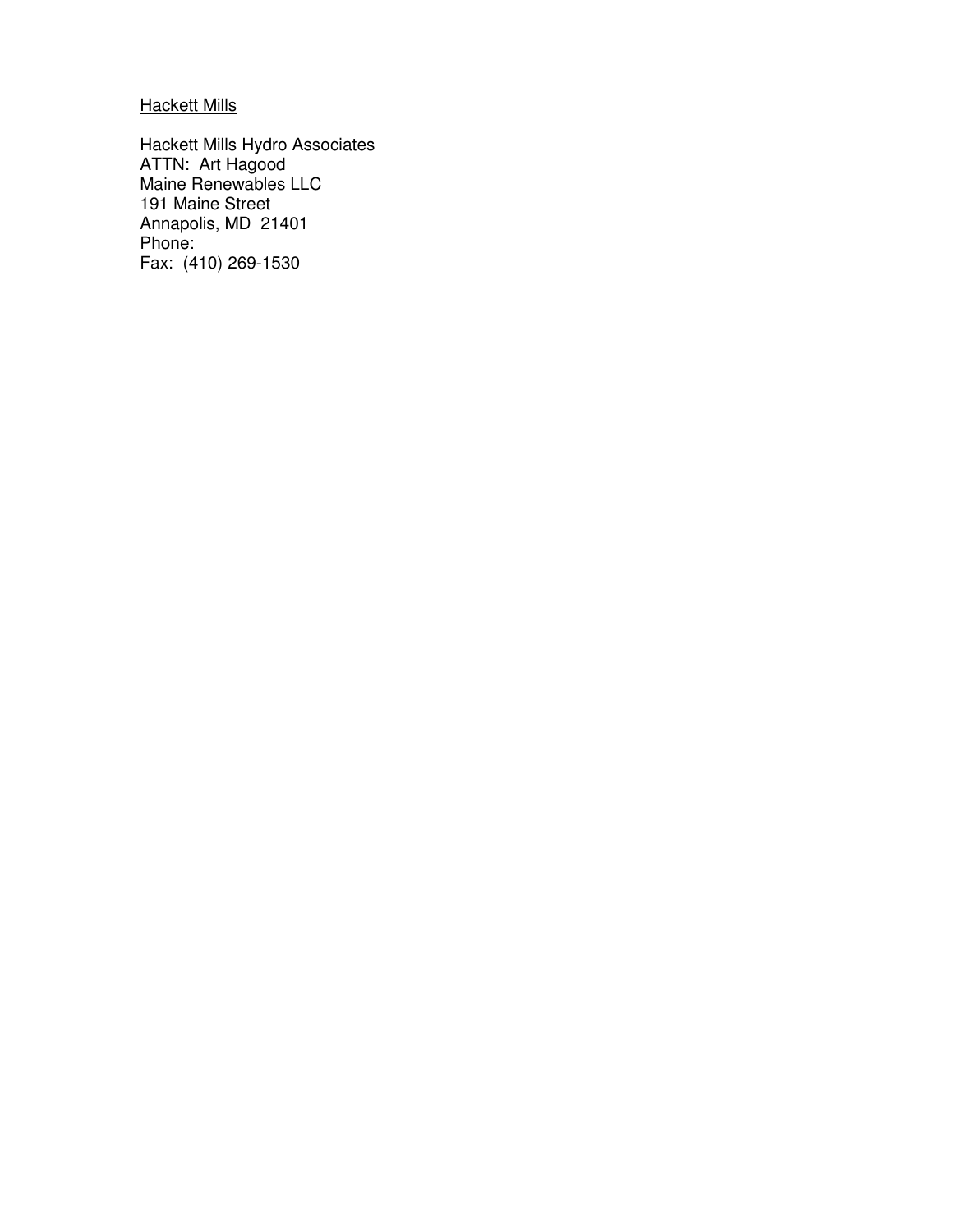<u>Hackett Mills</u>

Hackett Mills Hydro Associates
ATTN: Art Hagood
Maine Renewables LLC
191 Maine Street
Annapolis, MD 21401
Phone:
Fax: (410) 269-1530